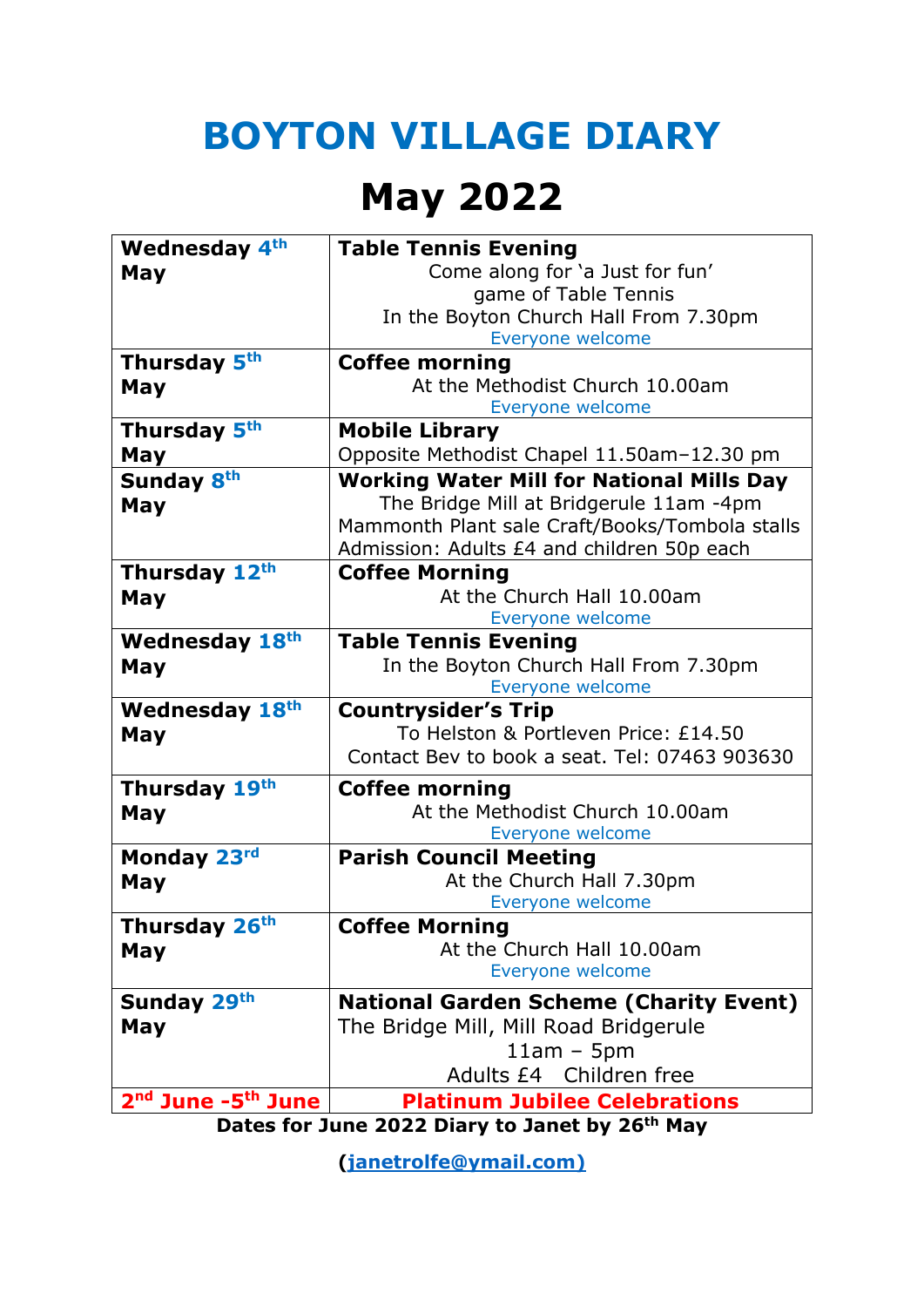# BOYTON VILLAGE DIARY

# May 2022

| Date | Event |
|---|---|
| **Wednesday 4th May** | **Table Tennis Evening**<br>Come along for 'a Just for fun' game of Table Tennis<br>In the Boyton Church Hall From 7.30pm<br>Everyone welcome |
| **Thursday 5th May** | **Coffee morning**<br>At the Methodist Church 10.00am<br>Everyone welcome |
| **Thursday 5th May** | **Mobile Library**<br>Opposite Methodist Chapel 11.50am–12.30 pm |
| **Sunday 8th May** | **Working Water Mill for National Mills Day**<br>The Bridge Mill at Bridgerule 11am -4pm<br>Mammonth Plant sale Craft/Books/Tombola stalls<br>Admission: Adults £4 and children 50p each |
| **Thursday 12th May** | **Coffee Morning**<br>At the Church Hall 10.00am<br>Everyone welcome |
| **Wednesday 18th May** | **Table Tennis Evening**<br>In the Boyton Church Hall From 7.30pm<br>Everyone welcome |
| **Wednesday 18th May** | **Countrysider's Trip**<br>To Helston & Portleven Price: £14.50<br>Contact Bev to book a seat. Tel: 07463 903630 |
| **Thursday 19th May** | **Coffee morning**<br>At the Methodist Church 10.00am<br>Everyone welcome |
| **Monday 23rd May** | **Parish Council Meeting**<br>At the Church Hall 7.30pm<br>Everyone welcome |
| **Thursday 26th May** | **Coffee Morning**<br>At the Church Hall 10.00am<br>Everyone welcome |
| **Sunday 29th May** | **National Garden Scheme (Charity Event)**<br>The Bridge Mill, Mill Road Bridgerule<br>11am – 5pm<br>Adults £4 Children free |
| **2nd June -5th June** | **Platinum Jubilee Celebrations** |

**Dates for June 2022 Diary to Janet by 26th May**

**(janetrolfe@ymail.com)**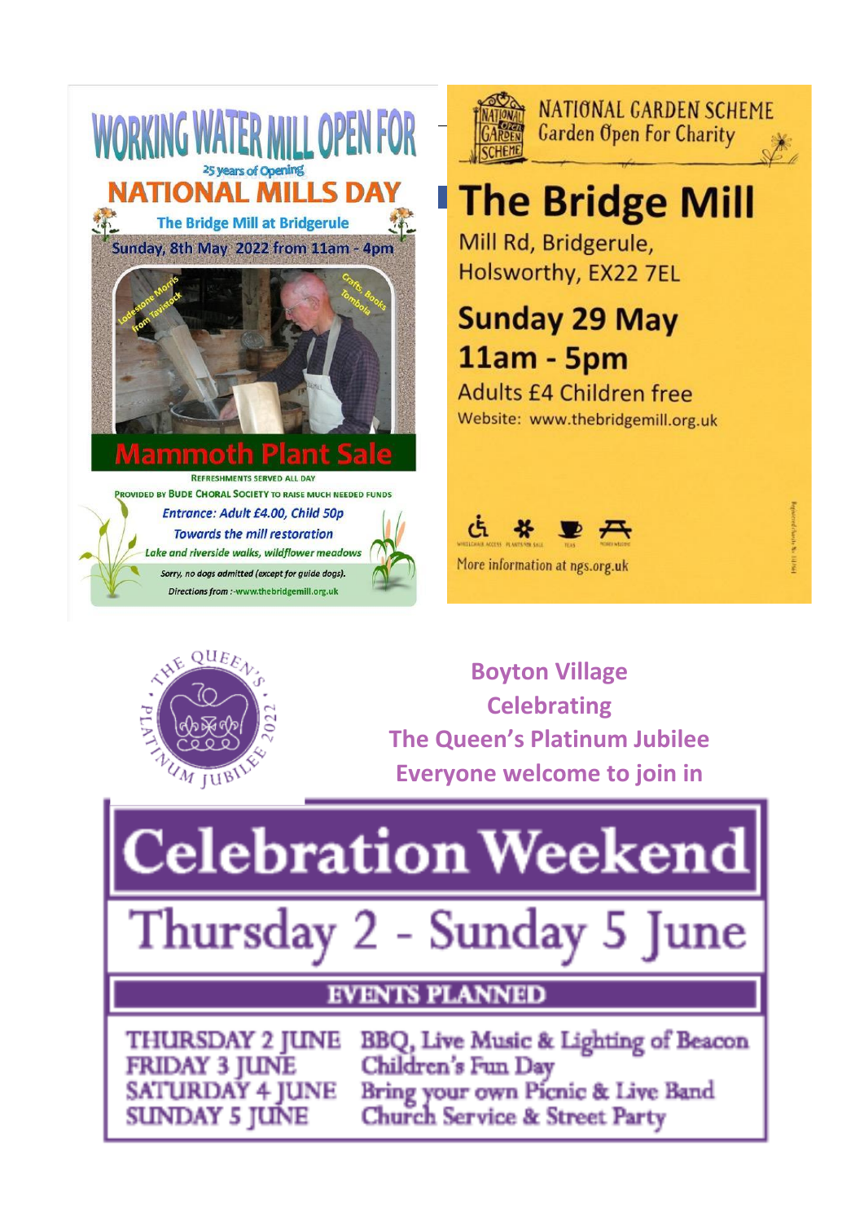# WORKING WATER MILL OPEN FOR

25 years of Opening

## NATIONAL MILLS DAY

The Bridge Mill at Bridgerule

Sunday, 8th May 2022 from 11am - 4pm

Lodestone Morris from Tavistock

Crafts, Books Tombola

## Mammoth Plant Sale

REFRESHMENTS SERVED ALL DAY

PROVIDED BY BUDE CHORAL SOCIETY TO RAISE MUCH NEEDED FUNDS

*Entrance: Adult £4.00, Child 50p*

*Towards the mill restoration*

*Lake and riverside walks, wildflower meadows*

*Sorry, no dogs admitted (except for guide dogs).*

*Directions from :-www.thebridgemill.org.uk*

NATIONAL GARDEN SCHEME

Garden Open For Charity

# The Bridge Mill

Mill Rd, Bridgerule,
Holsworthy, EX22 7EL

## Sunday 29 May
## 11am - 5pm

Adults £4 Children free

Website: www.thebridgemill.org.uk

WHEELCHAIR ACCESS · PLANTS FOR SALE · TEAS · PICNIC AREA

More information at ngs.org.uk

THE QUEEN'S PLATINUM JUBILEE 2022

**Boyton Village**
**Celebrating**
**The Queen's Platinum Jubilee**
**Everyone welcome to join in**

# Celebration Weekend

## Thursday 2 - Sunday 5 June

### EVENTS PLANNED

| | |
|---|---|
| THURSDAY 2 JUNE | BBQ, Live Music & Lighting of Beacon |
| FRIDAY 3 JUNE | Children's Fun Day |
| SATURDAY 4 JUNE | Bring your own Picnic & Live Band |
| SUNDAY 5 JUNE | Church Service & Street Party |